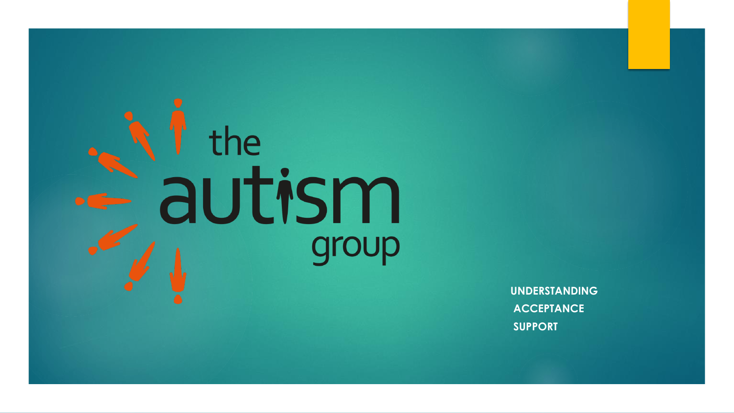# the autism group

UNDERSTANDING
ACCEPTANCE
SUPPORT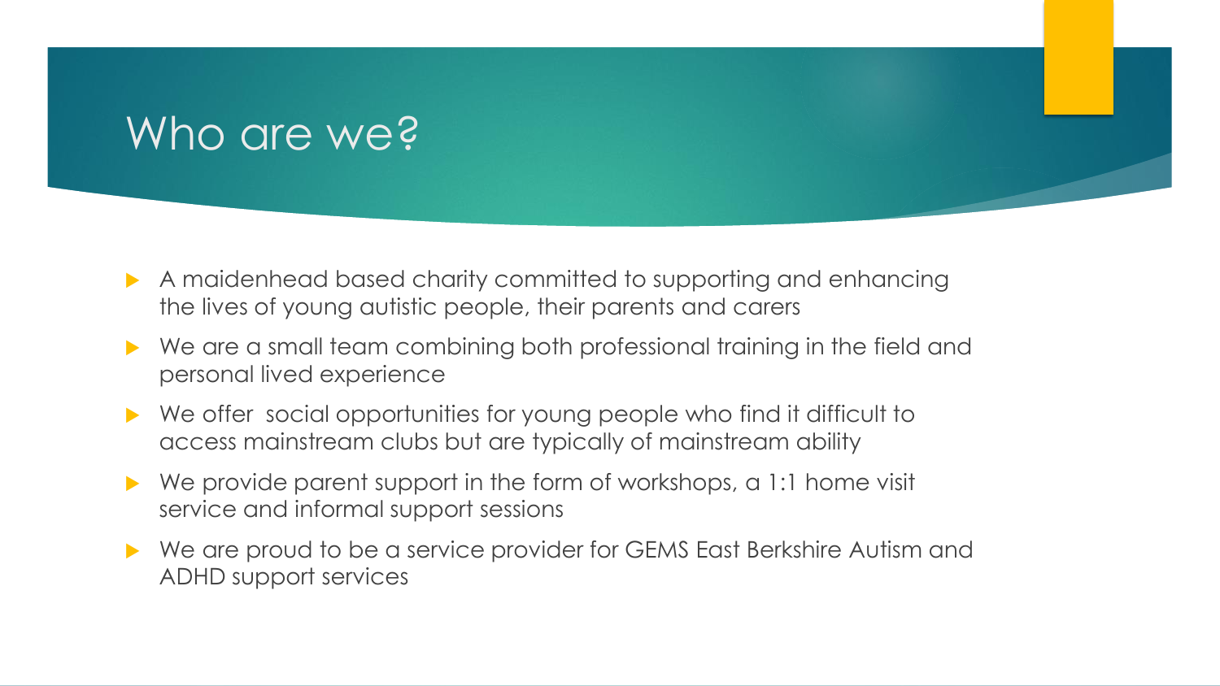# Who are we?

- A maidenhead based charity committed to supporting and enhancing the lives of young autistic people, their parents and carers
- We are a small team combining both professional training in the field and personal lived experience
- We offer social opportunities for young people who find it difficult to access mainstream clubs but are typically of mainstream ability
- We provide parent support in the form of workshops, a 1:1 home visit service and informal support sessions
- We are proud to be a service provider for GEMS East Berkshire Autism and ADHD support services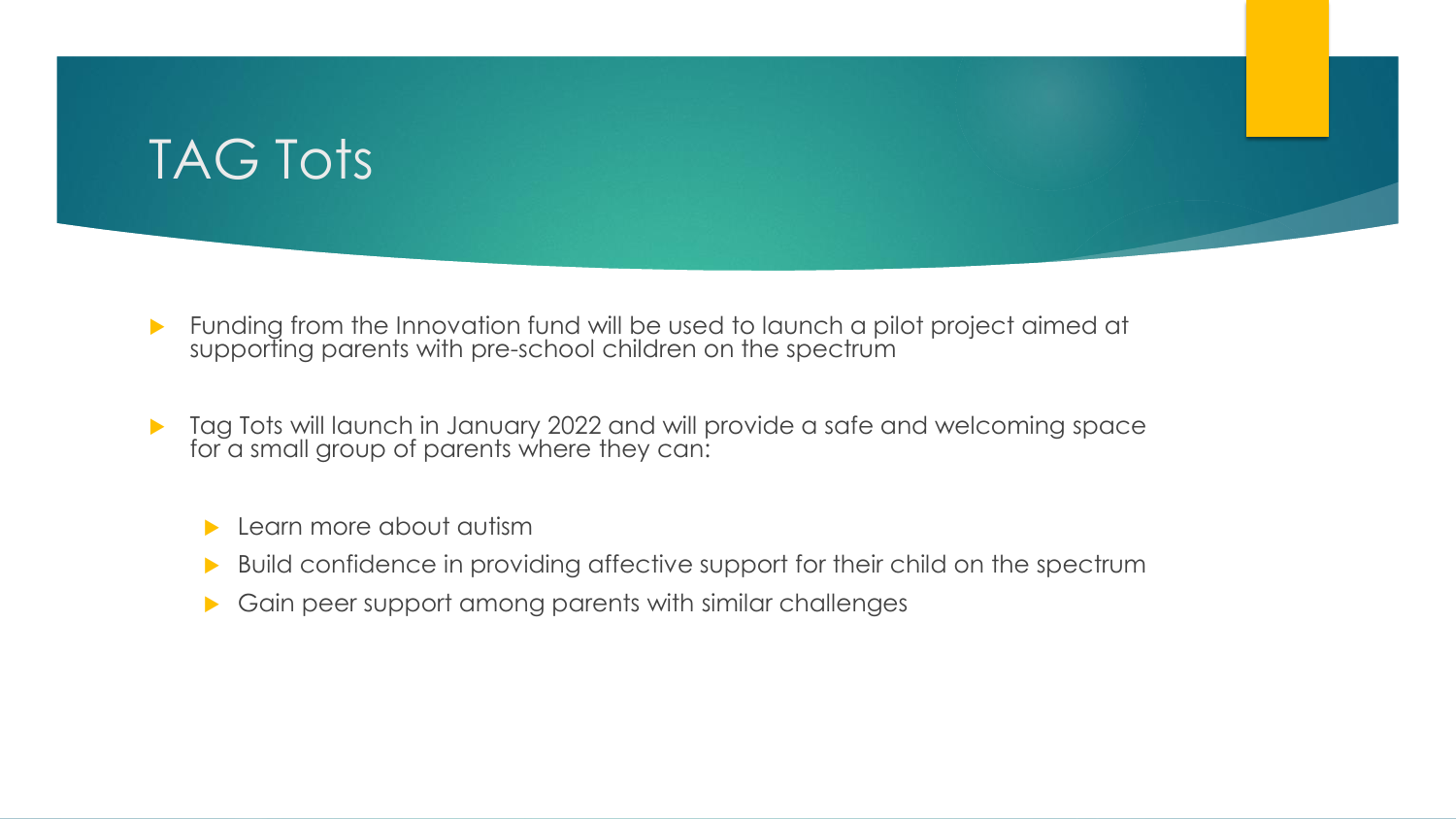# TAG Tots

- Funding from the Innovation fund will be used to launch a pilot project aimed at supporting parents with pre-school children on the spectrum

- Tag Tots will launch in January 2022 and will provide a safe and welcoming space for a small group of parents where they can:

  - Learn more about autism
  - Build confidence in providing affective support for their child on the spectrum
  - Gain peer support among parents with similar challenges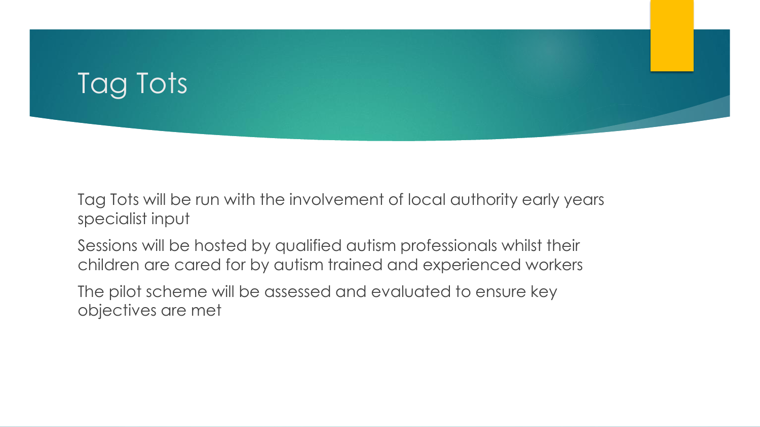# Tag Tots

Tag Tots will be run with the involvement of local authority early years specialist input

Sessions will be hosted by qualified autism professionals whilst their children are cared for by autism trained and experienced workers

The pilot scheme will be assessed and evaluated to ensure key objectives are met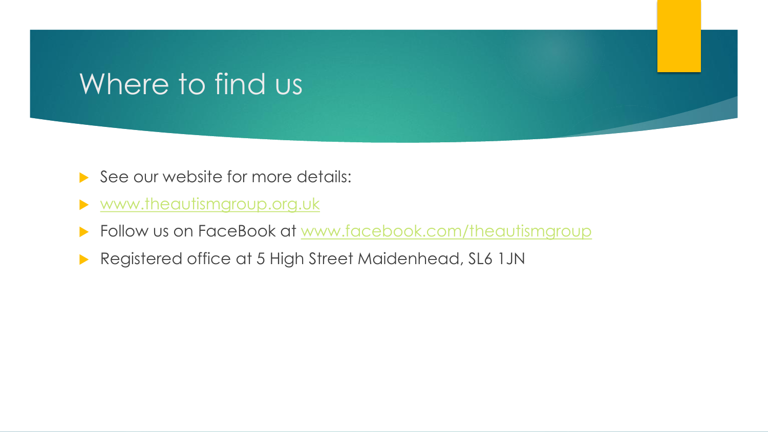# Where to find us

- See our website for more details:
- www.theautismgroup.org.uk
- Follow us on FaceBook at www.facebook.com/theautismgroup
- Registered office at 5 High Street Maidenhead, SL6 1JN